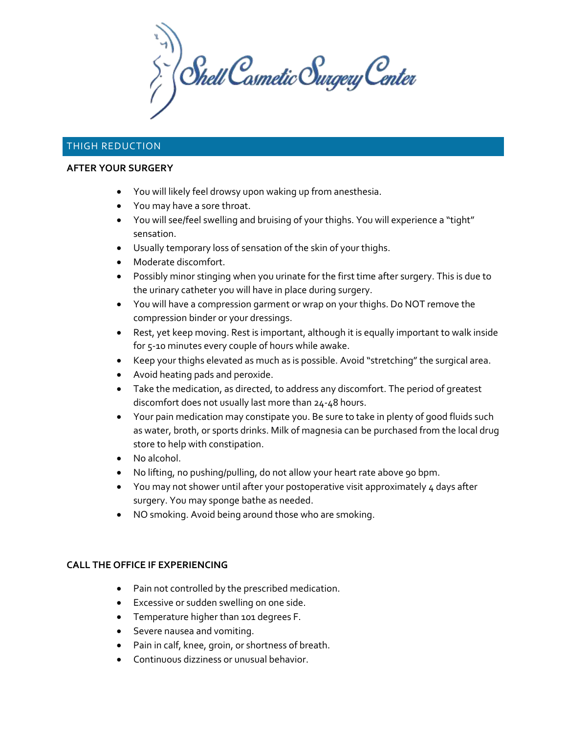Shell Cosmetic Surgery Center

## THIGH REDUCTION

### AFTER YOUR SURGERY

- You will likely feel drowsy upon waking up from anesthesia.
- You may have a sore throat.
- You will see/feel swelling and bruising of your thighs. You will experience a "tight" sensation.
- Usually temporary loss of sensation of the skin of your thighs.
- Moderate discomfort.
- Possibly minor stinging when you urinate for the first time after surgery. This is due to the urinary catheter you will have in place during surgery.
- You will have a compression garment or wrap on your thighs. Do NOT remove the compression binder or your dressings.
- Rest, yet keep moving. Rest is important, although it is equally important to walk inside for 5-10 minutes every couple of hours while awake.
- Keep your thighs elevated as much as is possible. Avoid "stretching" the surgical area.
- Avoid heating pads and peroxide.
- Take the medication, as directed, to address any discomfort. The period of greatest discomfort does not usually last more than 24-48 hours.
- Your pain medication may constipate you. Be sure to take in plenty of good fluids such as water, broth, or sports drinks. Milk of magnesia can be purchased from the local drug store to help with constipation.
- No alcohol.
- No lifting, no pushing/pulling, do not allow your heart rate above 90 bpm.
- You may not shower until after your postoperative visit approximately 4 days after surgery. You may sponge bathe as needed.
- NO smoking. Avoid being around those who are smoking.

### CALL THE OFFICE IF EXPERIENCING

- Pain not controlled by the prescribed medication.
- Excessive or sudden swelling on one side.
- Temperature higher than 101 degrees F.
- Severe nausea and vomiting.
- Pain in calf, knee, groin, or shortness of breath.
- Continuous dizziness or unusual behavior.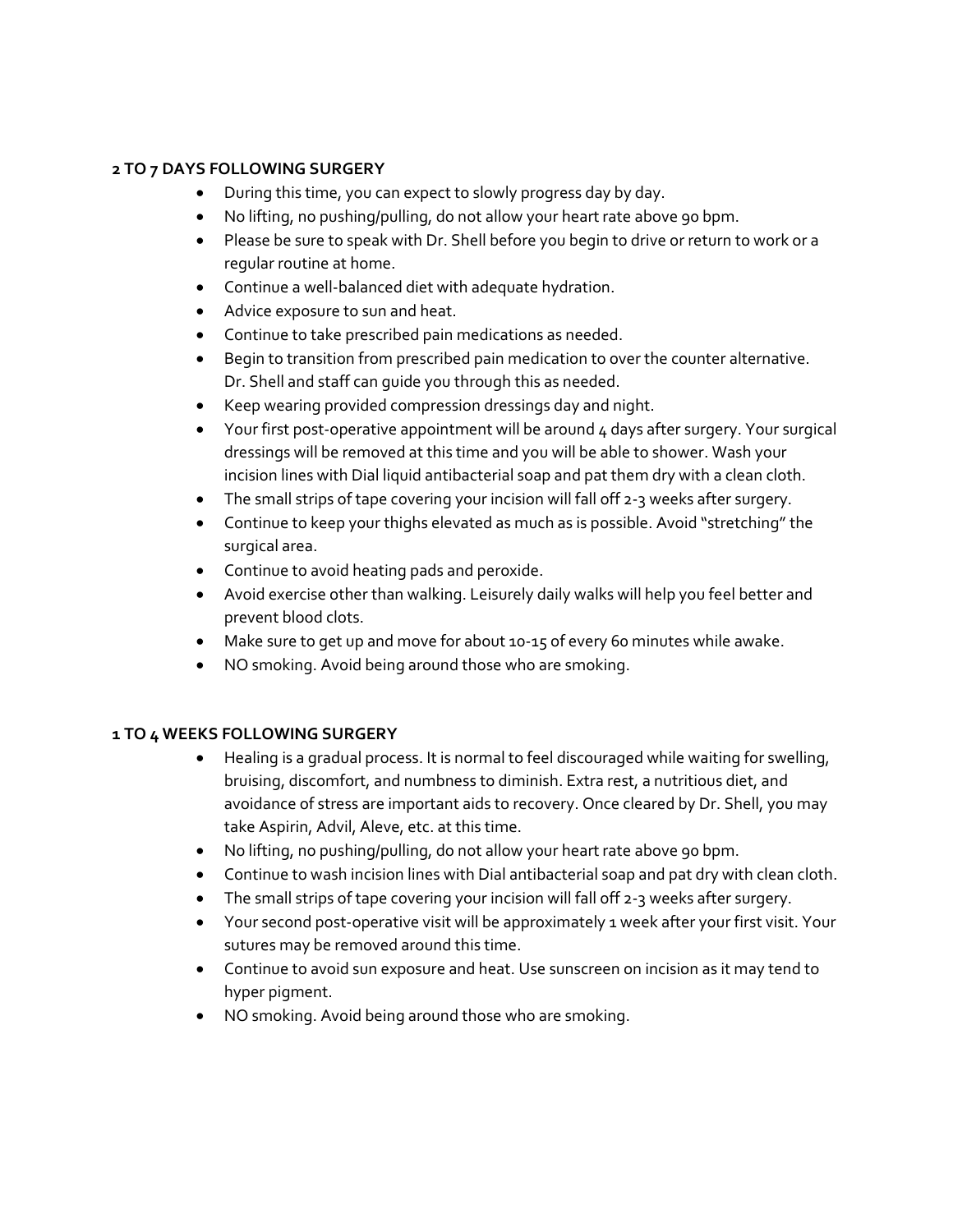**2 TO 7 DAYS FOLLOWING SURGERY**

- During this time, you can expect to slowly progress day by day.
- No lifting, no pushing/pulling, do not allow your heart rate above 90 bpm.
- Please be sure to speak with Dr. Shell before you begin to drive or return to work or a regular routine at home.
- Continue a well-balanced diet with adequate hydration.
- Advice exposure to sun and heat.
- Continue to take prescribed pain medications as needed.
- Begin to transition from prescribed pain medication to over the counter alternative. Dr. Shell and staff can guide you through this as needed.
- Keep wearing provided compression dressings day and night.
- Your first post-operative appointment will be around 4 days after surgery. Your surgical dressings will be removed at this time and you will be able to shower. Wash your incision lines with Dial liquid antibacterial soap and pat them dry with a clean cloth.
- The small strips of tape covering your incision will fall off 2-3 weeks after surgery.
- Continue to keep your thighs elevated as much as is possible. Avoid "stretching" the surgical area.
- Continue to avoid heating pads and peroxide.
- Avoid exercise other than walking. Leisurely daily walks will help you feel better and prevent blood clots.
- Make sure to get up and move for about 10-15 of every 60 minutes while awake.
- NO smoking. Avoid being around those who are smoking.

**1 TO 4 WEEKS FOLLOWING SURGERY**

- Healing is a gradual process. It is normal to feel discouraged while waiting for swelling, bruising, discomfort, and numbness to diminish. Extra rest, a nutritious diet, and avoidance of stress are important aids to recovery. Once cleared by Dr. Shell, you may take Aspirin, Advil, Aleve, etc. at this time.
- No lifting, no pushing/pulling, do not allow your heart rate above 90 bpm.
- Continue to wash incision lines with Dial antibacterial soap and pat dry with clean cloth.
- The small strips of tape covering your incision will fall off 2-3 weeks after surgery.
- Your second post-operative visit will be approximately 1 week after your first visit. Your sutures may be removed around this time.
- Continue to avoid sun exposure and heat. Use sunscreen on incision as it may tend to hyper pigment.
- NO smoking. Avoid being around those who are smoking.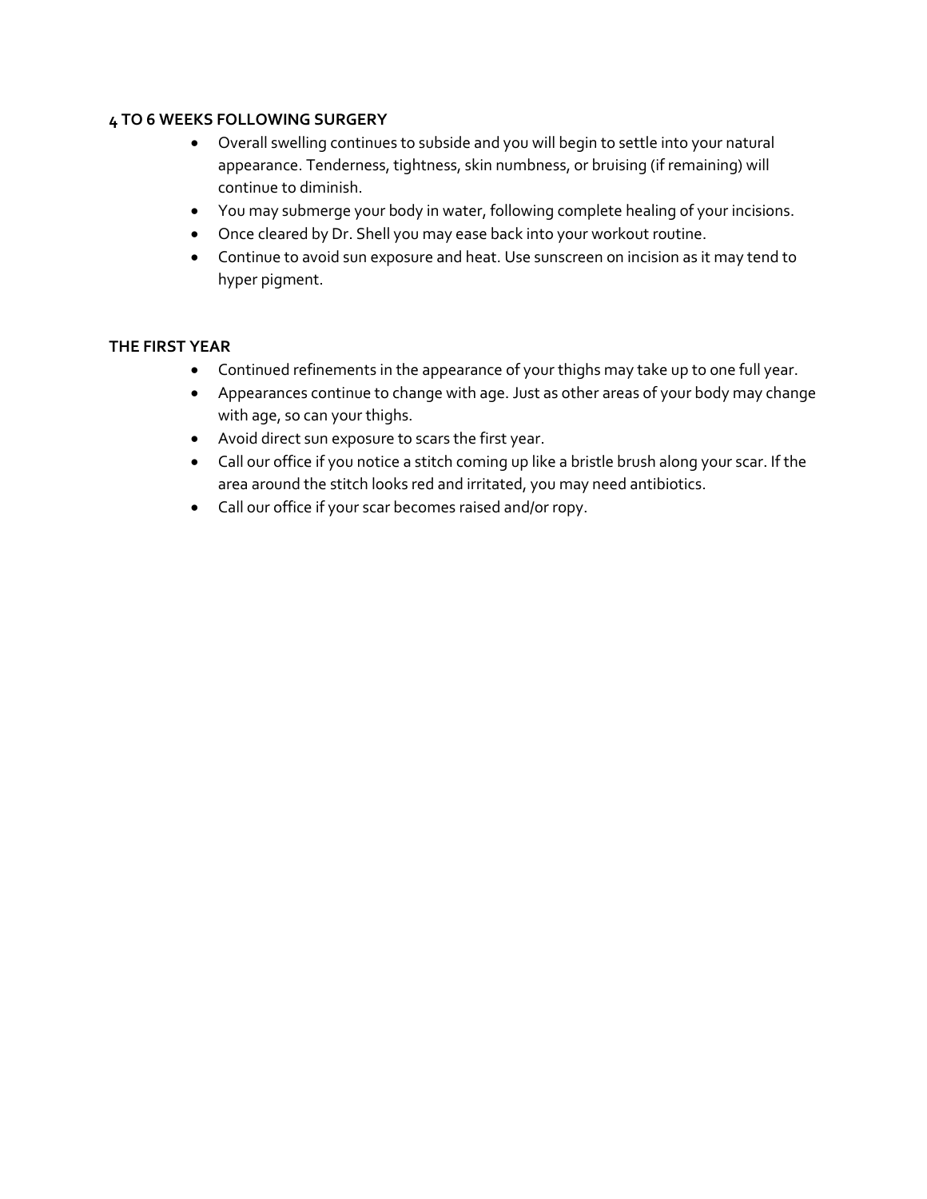**4 TO 6 WEEKS FOLLOWING SURGERY**

- Overall swelling continues to subside and you will begin to settle into your natural appearance. Tenderness, tightness, skin numbness, or bruising (if remaining) will continue to diminish.
- You may submerge your body in water, following complete healing of your incisions.
- Once cleared by Dr. Shell you may ease back into your workout routine.
- Continue to avoid sun exposure and heat. Use sunscreen on incision as it may tend to hyper pigment.

**THE FIRST YEAR**

- Continued refinements in the appearance of your thighs may take up to one full year.
- Appearances continue to change with age. Just as other areas of your body may change with age, so can your thighs.
- Avoid direct sun exposure to scars the first year.
- Call our office if you notice a stitch coming up like a bristle brush along your scar. If the area around the stitch looks red and irritated, you may need antibiotics.
- Call our office if your scar becomes raised and/or ropy.